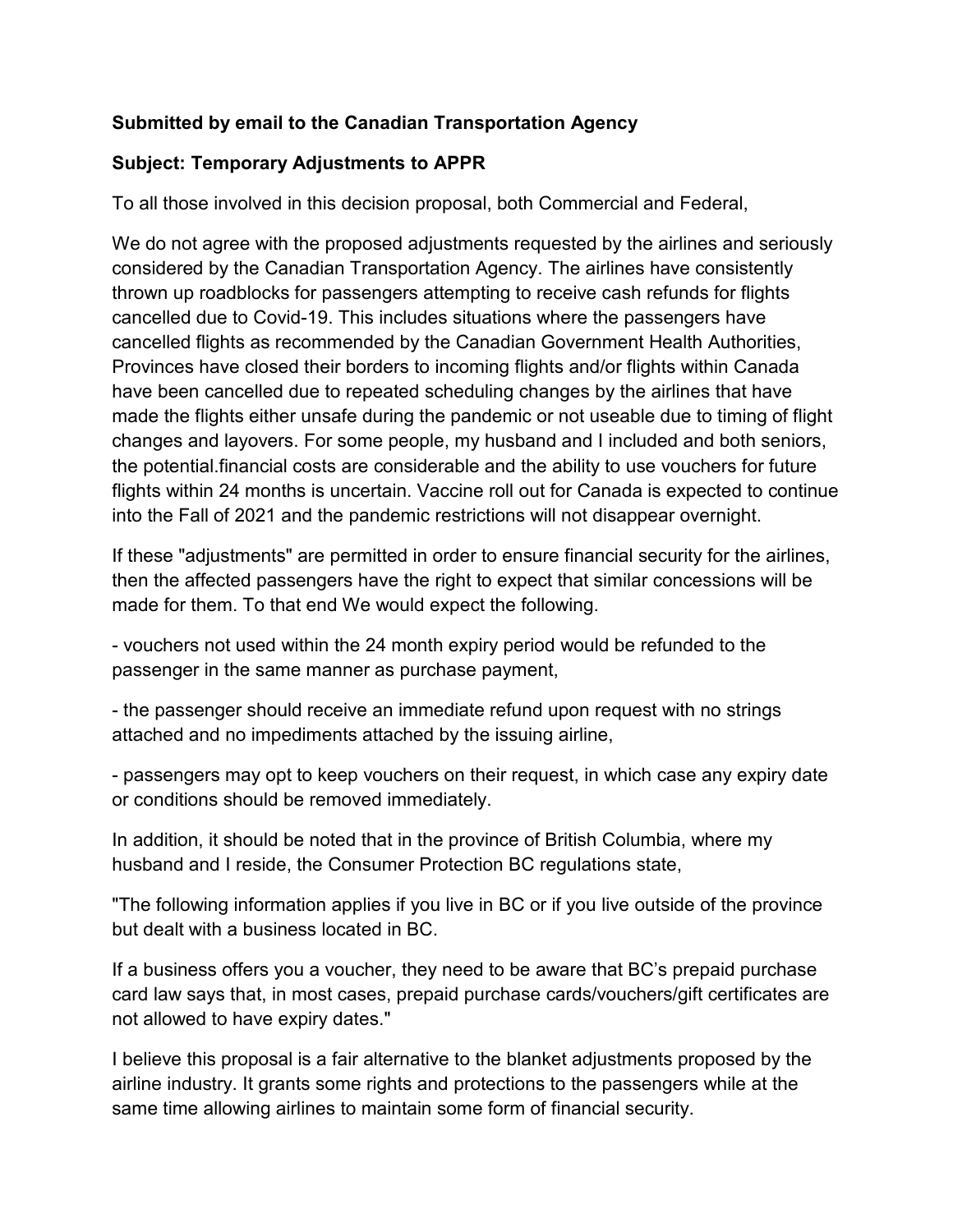**Submitted by email to the Canadian Transportation Agency**

**Subject: Temporary Adjustments to APPR**

To all those involved in this decision proposal, both Commercial and Federal,

We do not agree with the proposed adjustments requested by the airlines and seriously considered by the Canadian Transportation Agency. The airlines have consistently thrown up roadblocks for passengers attempting to receive cash refunds for flights cancelled due to Covid-19. This includes situations where the passengers have cancelled flights as recommended by the Canadian Government Health Authorities, Provinces have closed their borders to incoming flights and/or flights within Canada have been cancelled due to repeated scheduling changes by the airlines that have made the flights either unsafe during the pandemic or not useable due to timing of flight changes and layovers. For some people, my husband and I included and both seniors, the potential.financial costs are considerable and the ability to use vouchers for future flights within 24 months is uncertain. Vaccine roll out for Canada is expected to continue into the Fall of 2021 and the pandemic restrictions will not disappear overnight.

If these "adjustments" are permitted in order to ensure financial security for the airlines, then the affected passengers have the right to expect that similar concessions will be made for them. To that end We would expect the following.

- vouchers not used within the 24 month expiry period would be refunded to the passenger in the same manner as purchase payment,

- the passenger should receive an immediate refund upon request with no strings attached and no impediments attached by the issuing airline,

- passengers may opt to keep vouchers on their request, in which case any expiry date or conditions should be removed immediately.

In addition, it should be noted that in the province of British Columbia, where my husband and I reside, the Consumer Protection BC regulations state,

"The following information applies if you live in BC or if you live outside of the province but dealt with a business located in BC.

If a business offers you a voucher, they need to be aware that BC's prepaid purchase card law says that, in most cases, prepaid purchase cards/vouchers/gift certificates are not allowed to have expiry dates."

I believe this proposal is a fair alternative to the blanket adjustments proposed by the airline industry. It grants some rights and protections to the passengers while at the same time allowing airlines to maintain some form of financial security.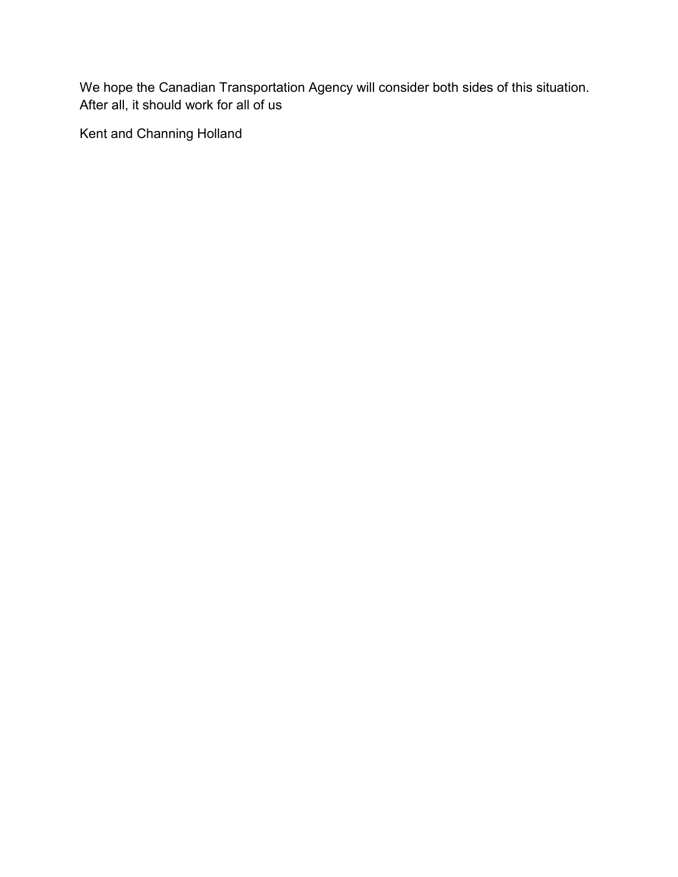We hope the Canadian Transportation Agency will consider both sides of this situation. After all, it should work for all of us

Kent and Channing Holland